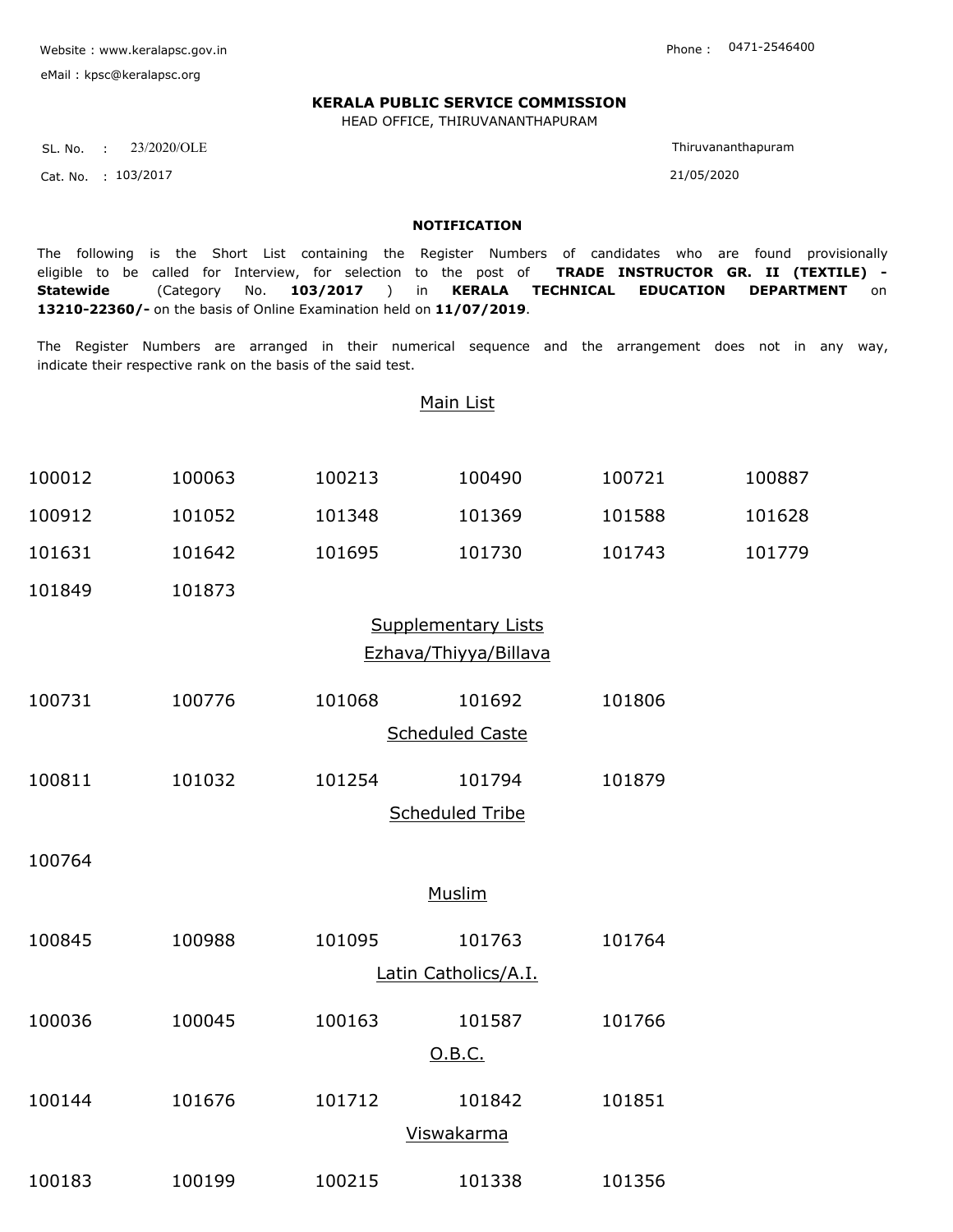Website : www.keralapsc.gov.in

eMail : kpsc@keralapsc.org

Phone : 0471-2546400

**KERALA PUBLIC SERVICE COMMISSION**

HEAD OFFICE, THIRUVANANTHAPURAM

SL. No. : 23/2020/OLE

Cat. No. : 103/2017

Thiruvananthapuram

21/05/2020

**NOTIFICATION**

The following is the Short List containing the Register Numbers of candidates who are found provisionally eligible to be called for Interview, for selection to the post of **TRADE INSTRUCTOR GR. II (TEXTILE) - Statewide** (Category No. **103/2017** ) in **KERALA TECHNICAL EDUCATION DEPARTMENT** on **13210-22360/-** on the basis of Online Examination held on **11/07/2019**.

The Register Numbers are arranged in their numerical sequence and the arrangement does not in any way, indicate their respective rank on the basis of the said test.

## Main List

| | | | | | |
|---|---|---|---|---|---|
| 100012 | 100063 | 100213 | 100490 | 100721 | 100887 |
| 100912 | 101052 | 101348 | 101369 | 101588 | 101628 |
| 101631 | 101642 | 101695 | 101730 | 101743 | 101779 |
| 101849 | 101873 | | | | |

## Supplementary Lists

### Ezhava/Thiyya/Billava

| | | | | |
|---|---|---|---|---|
| 100731 | 100776 | 101068 | 101692 | 101806 |

### Scheduled Caste

| | | | | |
|---|---|---|---|---|
| 100811 | 101032 | 101254 | 101794 | 101879 |

### Scheduled Tribe

| |
|---|
| 100764 |

### Muslim

| | | | | |
|---|---|---|---|---|
| 100845 | 100988 | 101095 | 101763 | 101764 |

### Latin Catholics/A.I.

| | | | | |
|---|---|---|---|---|
| 100036 | 100045 | 100163 | 101587 | 101766 |

### O.B.C.

| | | | | |
|---|---|---|---|---|
| 100144 | 101676 | 101712 | 101842 | 101851 |

### Viswakarma

| | | | | |
|---|---|---|---|---|
| 100183 | 100199 | 100215 | 101338 | 101356 |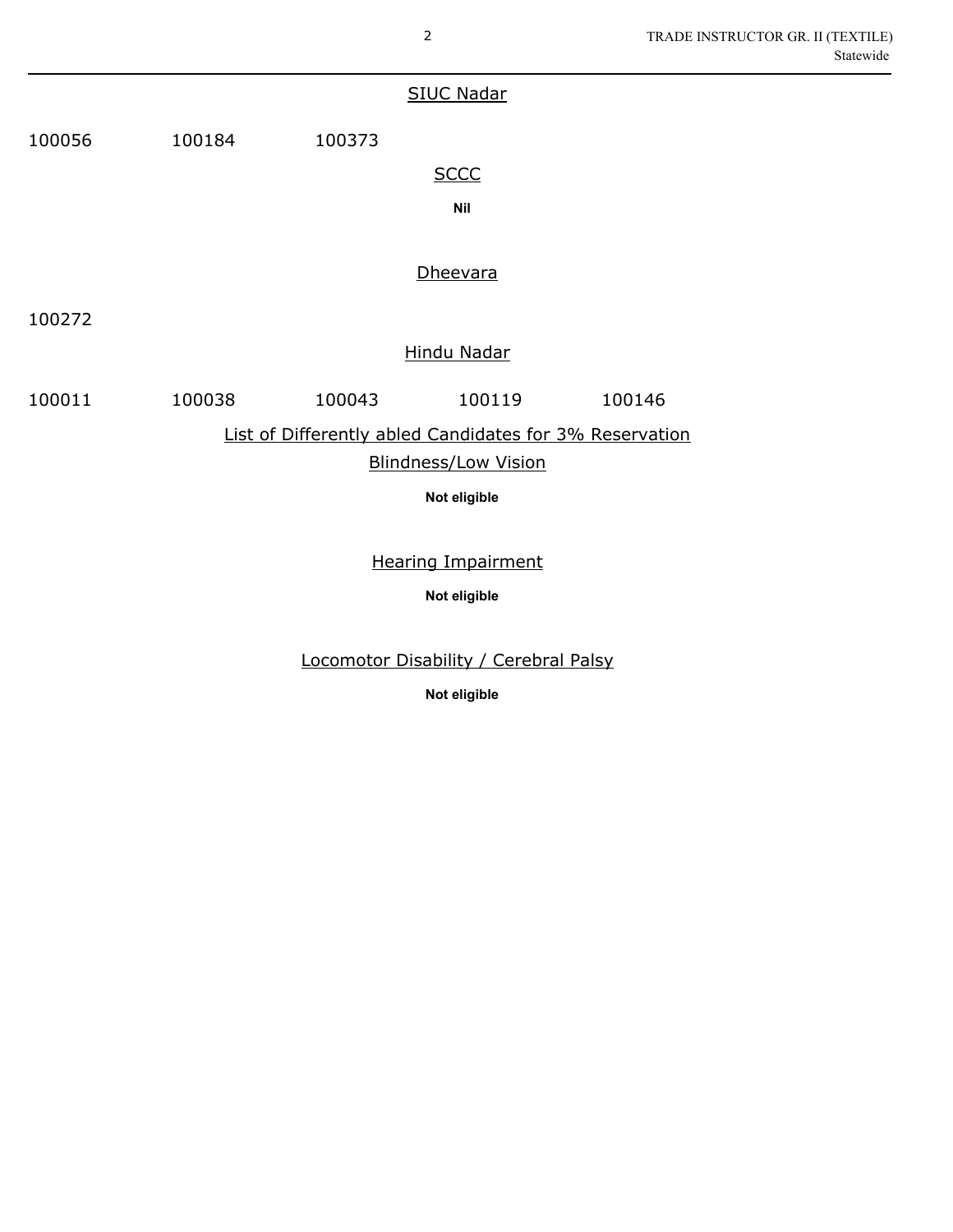## SIUC Nadar

100056 100184 100373

## SCCC

**Nil**

## Dheevara

100272

## Hindu Nadar

100011 100038 100043 100119 100146

## List of Differently abled Candidates for 3% Reservation

### Blindness/Low Vision

**Not eligible**

### Hearing Impairment

**Not eligible**

### Locomotor Disability / Cerebral Palsy

**Not eligible**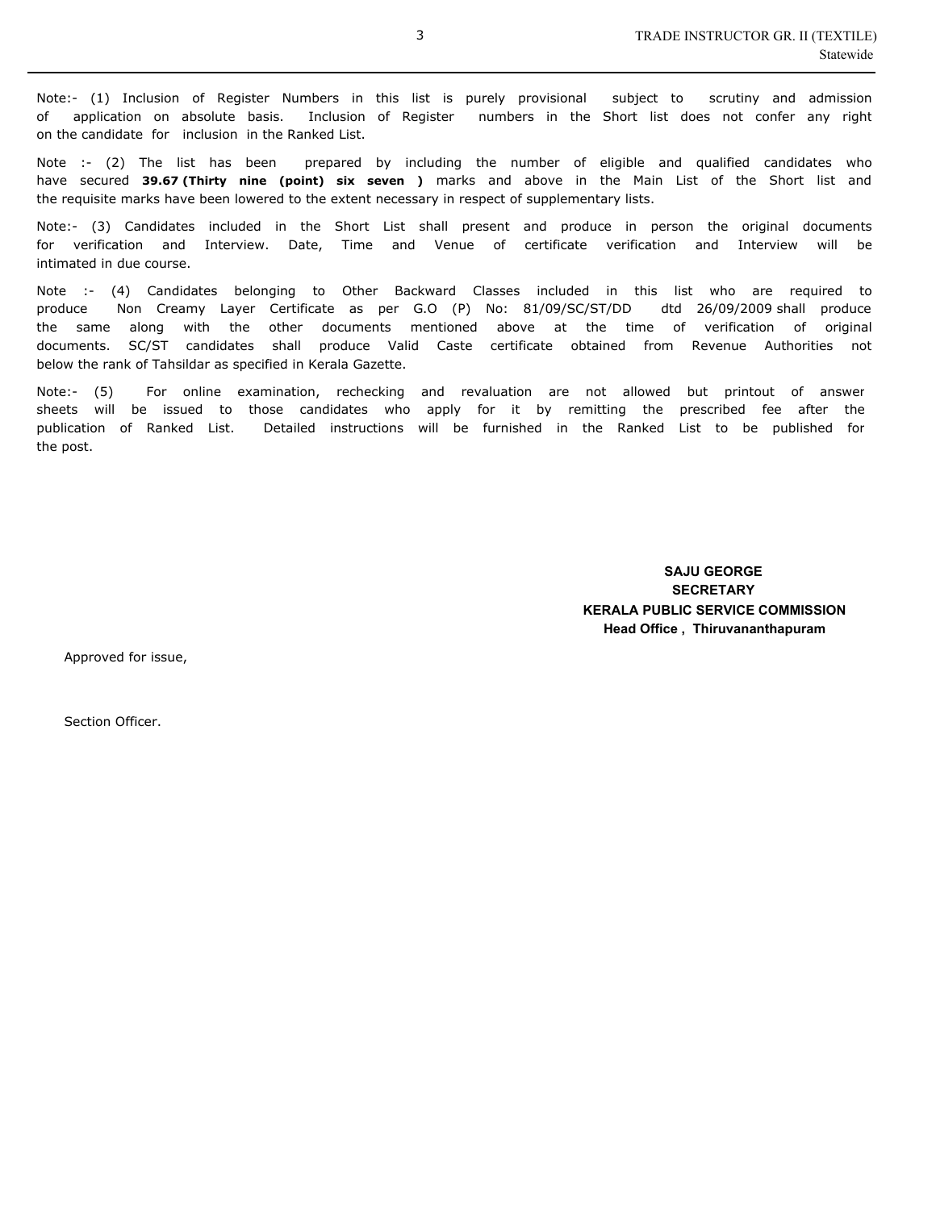Note:- (1) Inclusion of Register Numbers in this list is purely provisional subject to scrutiny and admission of application on absolute basis. Inclusion of Register numbers in the Short list does not confer any right on the candidate for inclusion in the Ranked List.

Note :- (2) The list has been prepared by including the number of eligible and qualified candidates who have secured **39.67 (Thirty nine (point) six seven )** marks and above in the Main List of the Short list and the requisite marks have been lowered to the extent necessary in respect of supplementary lists.

Note:- (3) Candidates included in the Short List shall present and produce in person the original documents for verification and Interview. Date, Time and Venue of certificate verification and Interview will be intimated in due course.

Note :- (4) Candidates belonging to Other Backward Classes included in this list who are required to produce Non Creamy Layer Certificate as per G.O (P) No: 81/09/SC/ST/DD dtd 26/09/2009 shall produce the same along with the other documents mentioned above at the time of verification of original documents. SC/ST candidates shall produce Valid Caste certificate obtained from Revenue Authorities not below the rank of Tahsildar as specified in Kerala Gazette.

Note:- (5) For online examination, rechecking and revaluation are not allowed but printout of answer sheets will be issued to those candidates who apply for it by remitting the prescribed fee after the publication of Ranked List. Detailed instructions will be furnished in the Ranked List to be published for the post.

**SAJU GEORGE**
**SECRETARY**
**KERALA PUBLIC SERVICE COMMISSION**
**Head Office , Thiruvananthapuram**

Approved for issue,

Section Officer.